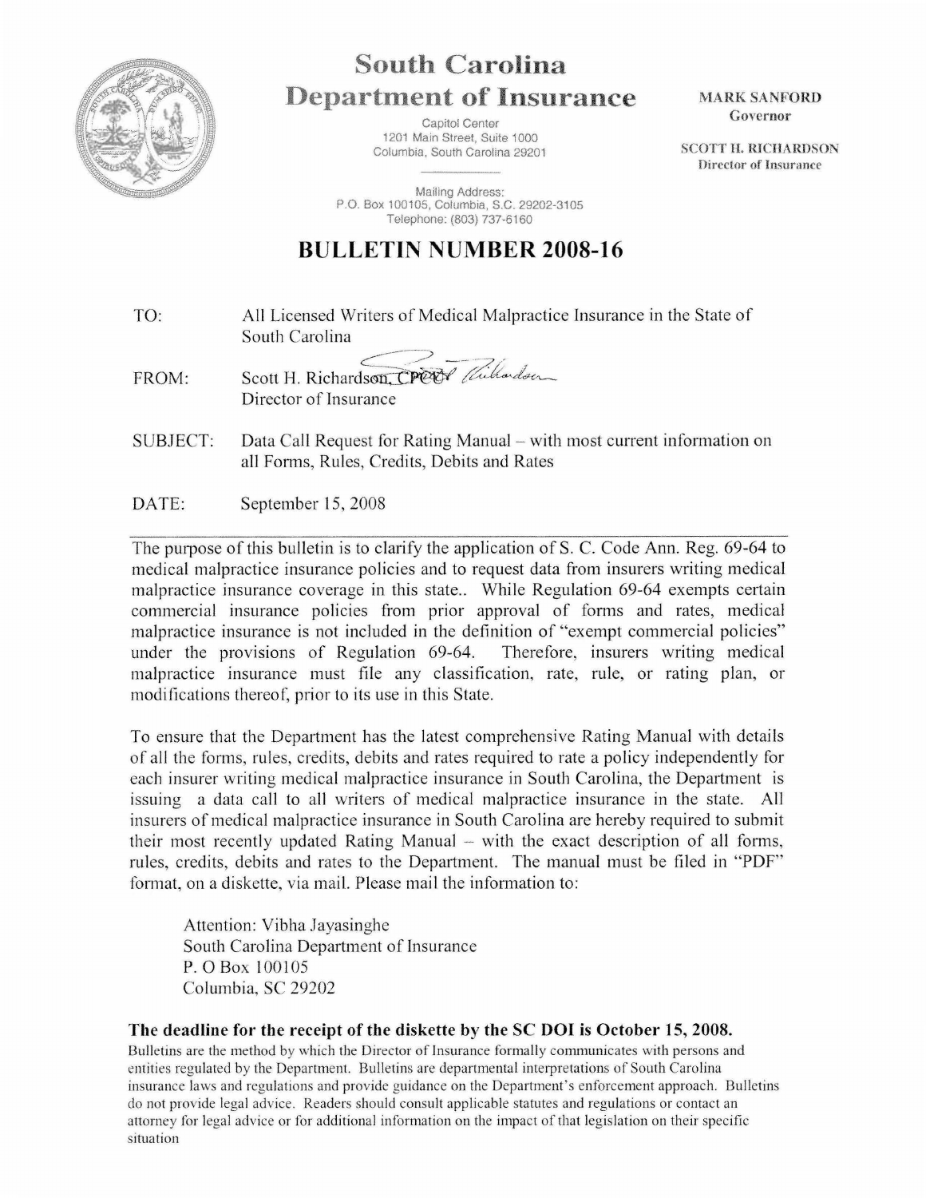# South Carolina Department of Insurance

Capitol Center
1201 Main Street, Suite 1000
Columbia, South Carolina 29201

Mailing Address:
P.O. Box 100105, Columbia, S.C. 29202-3105
Telephone: (803) 737-6160

**MARK SANFORD**
Governor

**SCOTT H. RICHARDSON**
Director of Insurance

## BULLETIN NUMBER 2008-16

TO: All Licensed Writers of Medical Malpractice Insurance in the State of South Carolina

FROM: Scott H. Richardson, CPCU
Director of Insurance

SUBJECT: Data Call Request for Rating Manual – with most current information on all Forms, Rules, Credits, Debits and Rates

DATE: September 15, 2008

---

The purpose of this bulletin is to clarify the application of S. C. Code Ann. Reg. 69-64 to medical malpractice insurance policies and to request data from insurers writing medical malpractice insurance coverage in this state.. While Regulation 69-64 exempts certain commercial insurance policies from prior approval of forms and rates, medical malpractice insurance is not included in the definition of "exempt commercial policies" under the provisions of Regulation 69-64. Therefore, insurers writing medical malpractice insurance must file any classification, rate, rule, or rating plan, or modifications thereof, prior to its use in this State.

To ensure that the Department has the latest comprehensive Rating Manual with details of all the forms, rules, credits, debits and rates required to rate a policy independently for each insurer writing medical malpractice insurance in South Carolina, the Department is issuing a data call to all writers of medical malpractice insurance in the state. All insurers of medical malpractice insurance in South Carolina are hereby required to submit their most recently updated Rating Manual – with the exact description of all forms, rules, credits, debits and rates to the Department. The manual must be filed in "PDF" format, on a diskette, via mail. Please mail the information to:

Attention: Vibha Jayasinghe
South Carolina Department of Insurance
P. O Box 100105
Columbia, SC 29202

**The deadline for the receipt of the diskette by the SC DOI is October 15, 2008.**

Bulletins are the method by which the Director of Insurance formally communicates with persons and entities regulated by the Department. Bulletins are departmental interpretations of South Carolina insurance laws and regulations and provide guidance on the Department's enforcement approach. Bulletins do not provide legal advice. Readers should consult applicable statutes and regulations or contact an attorney for legal advice or for additional information on the impact of that legislation on their specific situation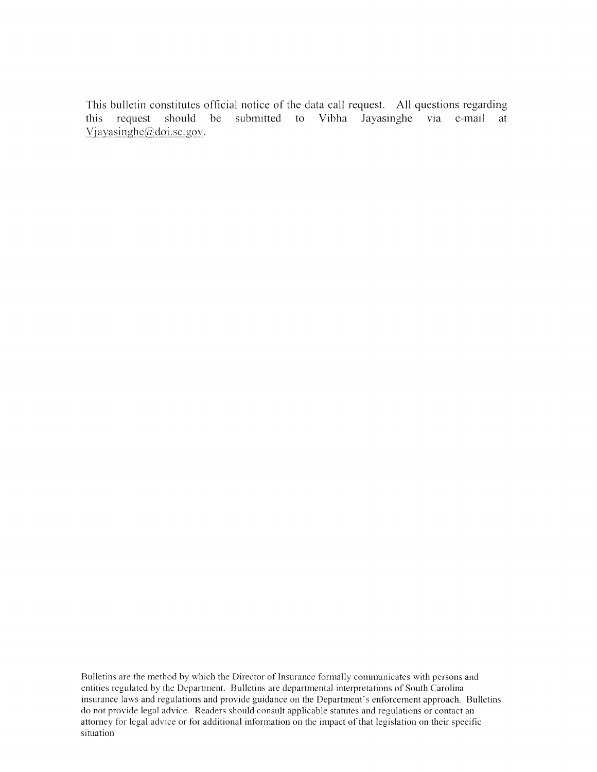This bulletin constitutes official notice of the data call request. All questions regarding this request should be submitted to Vibha Jayasinghe via e-mail at Vjayasinghe@doi.sc.gov.

Bulletins are the method by which the Director of Insurance formally communicates with persons and entities regulated by the Department. Bulletins are departmental interpretations of South Carolina insurance laws and regulations and provide guidance on the Department's enforcement approach. Bulletins do not provide legal advice. Readers should consult applicable statutes and regulations or contact an attorney for legal advice or for additional information on the impact of that legislation on their specific situation